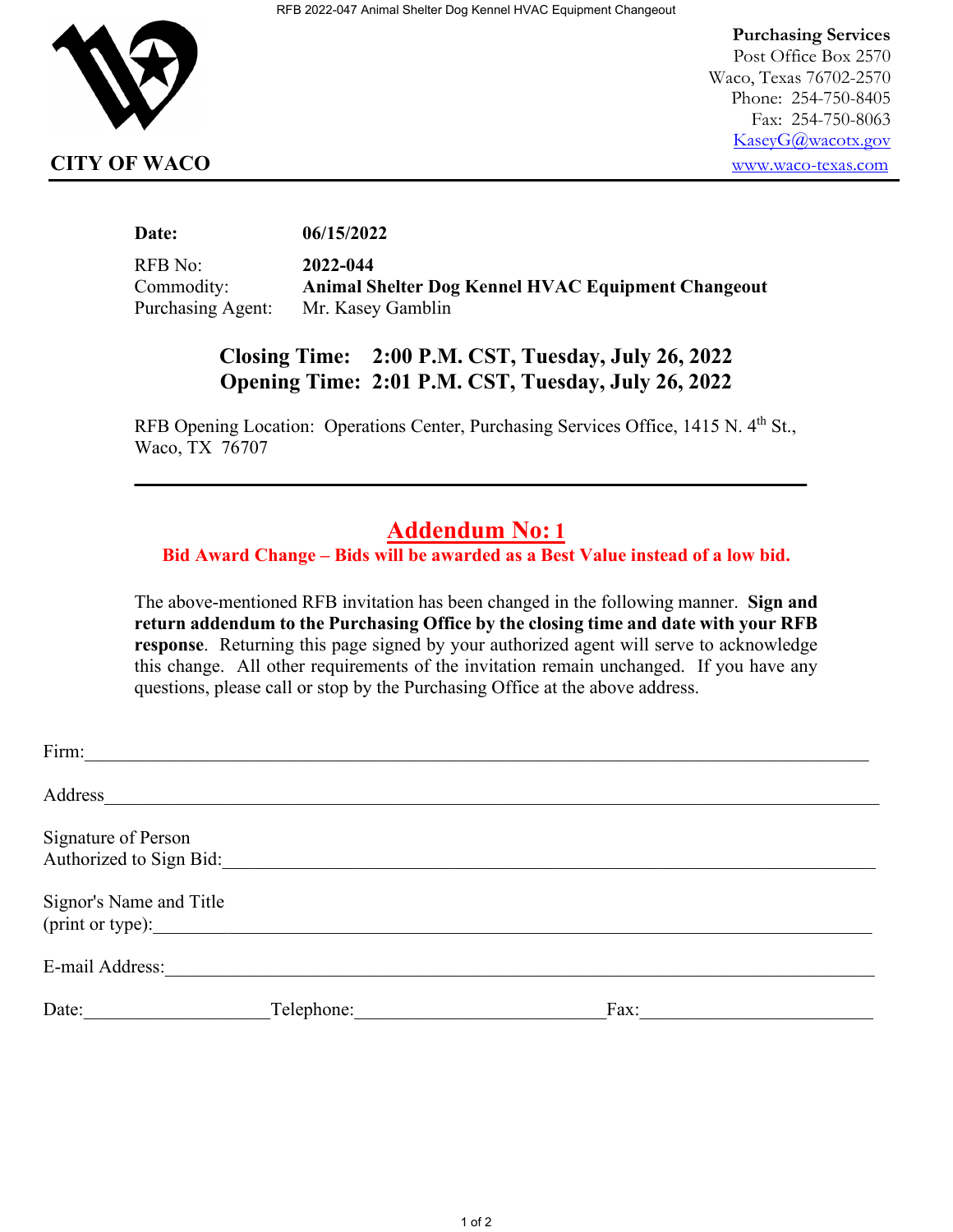**CITY OF WACO**

**Purchasing Services**
Post Office Box 2570
Waco, Texas 76702-2570
Phone: 254-750-8405
Fax: 254-750-8063
KaseyG@wacotx.gov
www.waco-texas.com

---

**Date:** **06/15/2022**

RFB No: **2022-044**
Commodity: **Animal Shelter Dog Kennel HVAC Equipment Changeout**
Purchasing Agent: Mr. Kasey Gamblin

**Closing Time: 2:00 P.M. CST, Tuesday, July 26, 2022**
**Opening Time: 2:01 P.M. CST, Tuesday, July 26, 2022**

RFB Opening Location: Operations Center, Purchasing Services Office, 1415 N. 4th St., Waco, TX 76707

---

## Addendum No: 1

**Bid Award Change – Bids will be awarded as a Best Value instead of a low bid.**

The above-mentioned RFB invitation has been changed in the following manner. **Sign and return addendum to the Purchasing Office by the closing time and date with your RFB response**. Returning this page signed by your authorized agent will serve to acknowledge this change. All other requirements of the invitation remain unchanged. If you have any questions, please call or stop by the Purchasing Office at the above address.

Firm:______________________________________________________________

Address______________________________________________________________

Signature of Person
Authorized to Sign Bid:______________________________________________________

Signor's Name and Title
(print or type):______________________________________________________________

E-mail Address:______________________________________________________________

Date:__________________ Telephone:__________________________ Fax:______________________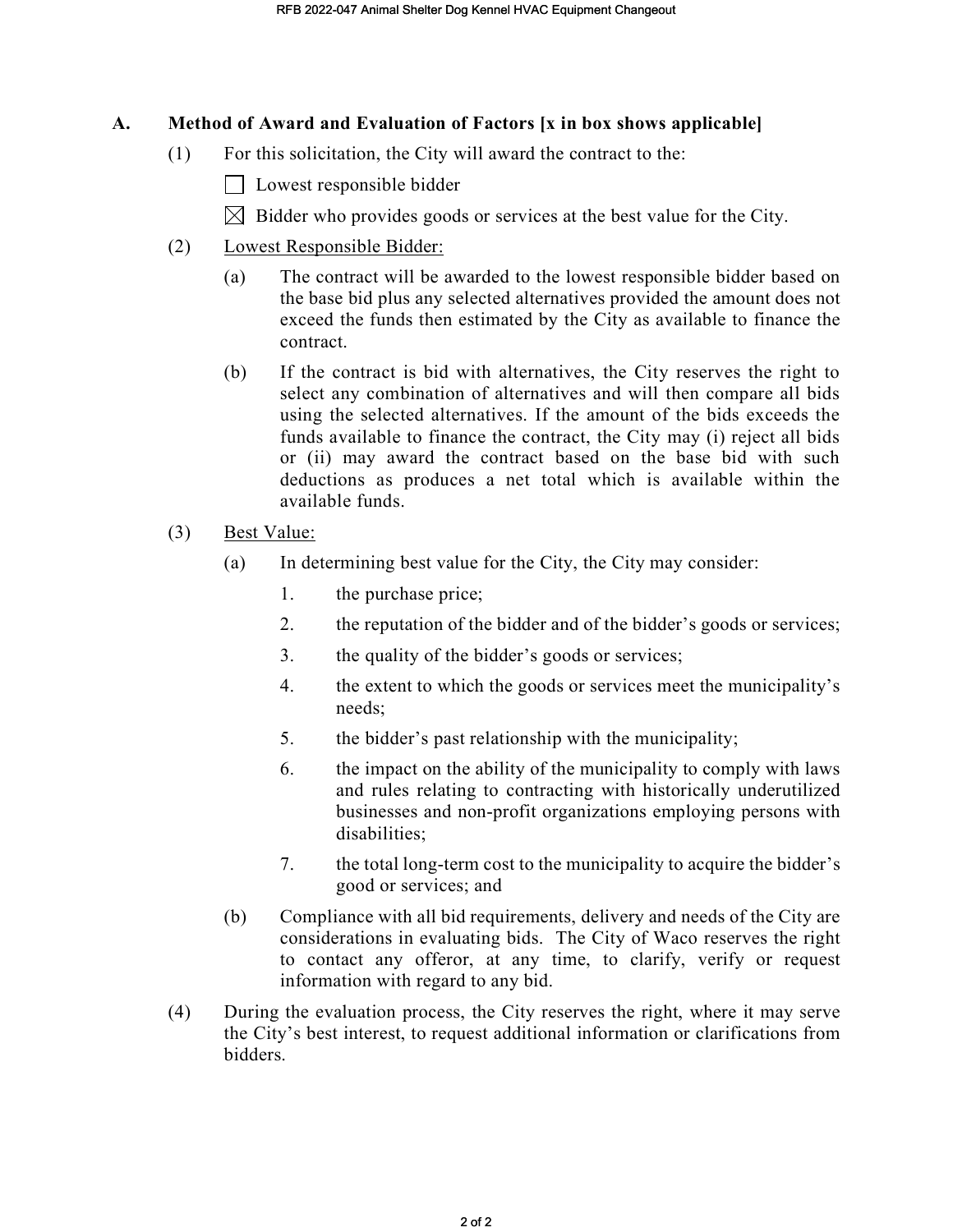## A. Method of Award and Evaluation of Factors [x in box shows applicable]

(1) For this solicitation, the City will award the contract to the:

☐ Lowest responsible bidder

☒ Bidder who provides goods or services at the best value for the City.

(2) Lowest Responsible Bidder:

(a) The contract will be awarded to the lowest responsible bidder based on the base bid plus any selected alternatives provided the amount does not exceed the funds then estimated by the City as available to finance the contract.

(b) If the contract is bid with alternatives, the City reserves the right to select any combination of alternatives and will then compare all bids using the selected alternatives. If the amount of the bids exceeds the funds available to finance the contract, the City may (i) reject all bids or (ii) may award the contract based on the base bid with such deductions as produces a net total which is available within the available funds.

(3) Best Value:

(a) In determining best value for the City, the City may consider:

1. the purchase price;
2. the reputation of the bidder and of the bidder's goods or services;
3. the quality of the bidder's goods or services;
4. the extent to which the goods or services meet the municipality's needs;
5. the bidder's past relationship with the municipality;
6. the impact on the ability of the municipality to comply with laws and rules relating to contracting with historically underutilized businesses and non-profit organizations employing persons with disabilities;
7. the total long-term cost to the municipality to acquire the bidder's good or services; and

(b) Compliance with all bid requirements, delivery and needs of the City are considerations in evaluating bids. The City of Waco reserves the right to contact any offeror, at any time, to clarify, verify or request information with regard to any bid.

(4) During the evaluation process, the City reserves the right, where it may serve the City's best interest, to request additional information or clarifications from bidders.